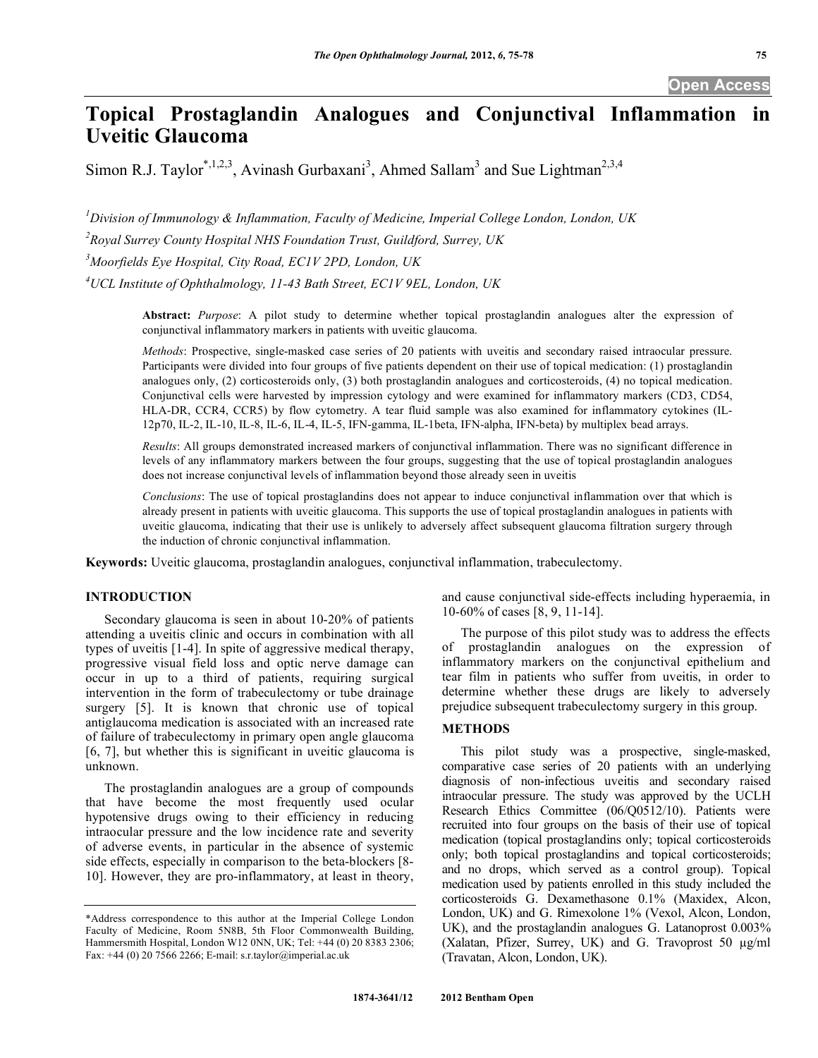# Topical Prostaglandin Analogues and Conjunctival Inflammation in Uveitic Glaucoma

Simon R.J. Taylor*[,1,2,3], Avinash Gurbaxani[3], Ahmed Sallam[3] and Sue Lightman[2,3,4]

[1]Division of Immunology & Inflammation, Faculty of Medicine, Imperial College London, London, UK

[2]Royal Surrey County Hospital NHS Foundation Trust, Guildford, Surrey, UK

[3]Moorfields Eye Hospital, City Road, EC1V 2PD, London, UK

[4]UCL Institute of Ophthalmology, 11-43 Bath Street, EC1V 9EL, London, UK

**Abstract:** *Purpose*: A pilot study to determine whether topical prostaglandin analogues alter the expression of conjunctival inflammatory markers in patients with uveitic glaucoma.

*Methods*: Prospective, single-masked case series of 20 patients with uveitis and secondary raised intraocular pressure. Participants were divided into four groups of five patients dependent on their use of topical medication: (1) prostaglandin analogues only, (2) corticosteroids only, (3) both prostaglandin analogues and corticosteroids, (4) no topical medication. Conjunctival cells were harvested by impression cytology and were examined for inflammatory markers (CD3, CD54, HLA-DR, CCR4, CCR5) by flow cytometry. A tear fluid sample was also examined for inflammatory cytokines (IL-12p70, IL-2, IL-10, IL-8, IL-6, IL-4, IL-5, IFN-gamma, IL-1beta, IFN-alpha, IFN-beta) by multiplex bead arrays.

*Results*: All groups demonstrated increased markers of conjunctival inflammation. There was no significant difference in levels of any inflammatory markers between the four groups, suggesting that the use of topical prostaglandin analogues does not increase conjunctival levels of inflammation beyond those already seen in uveitis

*Conclusions*: The use of topical prostaglandins does not appear to induce conjunctival inflammation over that which is already present in patients with uveitic glaucoma. This supports the use of topical prostaglandin analogues in patients with uveitic glaucoma, indicating that their use is unlikely to adversely affect subsequent glaucoma filtration surgery through the induction of chronic conjunctival inflammation.

**Keywords:** Uveitic glaucoma, prostaglandin analogues, conjunctival inflammation, trabeculectomy.

## INTRODUCTION

Secondary glaucoma is seen in about 10-20% of patients attending a uveitis clinic and occurs in combination with all types of uveitis [1-4]. In spite of aggressive medical therapy, progressive visual field loss and optic nerve damage can occur in up to a third of patients, requiring surgical intervention in the form of trabeculectomy or tube drainage surgery [5]. It is known that chronic use of topical antiglaucoma medication is associated with an increased rate of failure of trabeculectomy in primary open angle glaucoma [6, 7], but whether this is significant in uveitic glaucoma is unknown.

The prostaglandin analogues are a group of compounds that have become the most frequently used ocular hypotensive drugs owing to their efficiency in reducing intraocular pressure and the low incidence rate and severity of adverse events, in particular in the absence of systemic side effects, especially in comparison to the beta-blockers [8-10]. However, they are pro-inflammatory, at least in theory, and cause conjunctival side-effects including hyperaemia, in 10-60% of cases [8, 9, 11-14].

The purpose of this pilot study was to address the effects of prostaglandin analogues on the expression of inflammatory markers on the conjunctival epithelium and tear film in patients who suffer from uveitis, in order to determine whether these drugs are likely to adversely prejudice subsequent trabeculectomy surgery in this group.

## METHODS

This pilot study was a prospective, single-masked, comparative case series of 20 patients with an underlying diagnosis of non-infectious uveitis and secondary raised intraocular pressure. The study was approved by the UCLH Research Ethics Committee (06/Q0512/10). Patients were recruited into four groups on the basis of their use of topical medication (topical prostaglandins only; topical corticosteroids only; both topical prostaglandins and topical corticosteroids; and no drops, which served as a control group). Topical medication used by patients enrolled in this study included the corticosteroids G. Dexamethasone 0.1% (Maxidex, Alcon, London, UK) and G. Rimexolone 1% (Vexol, Alcon, London, UK), and the prostaglandin analogues G. Latanoprost 0.003% (Xalatan, Pfizer, Surrey, UK) and G. Travoprost 50 µg/ml (Travatan, Alcon, London, UK).

*Address correspondence to this author at the Imperial College London Faculty of Medicine, Room 5N8B, 5th Floor Commonwealth Building, Hammersmith Hospital, London W12 0NN, UK; Tel: +44 (0) 20 8383 2306; Fax: +44 (0) 20 7566 2266; E-mail: s.r.taylor@imperial.ac.uk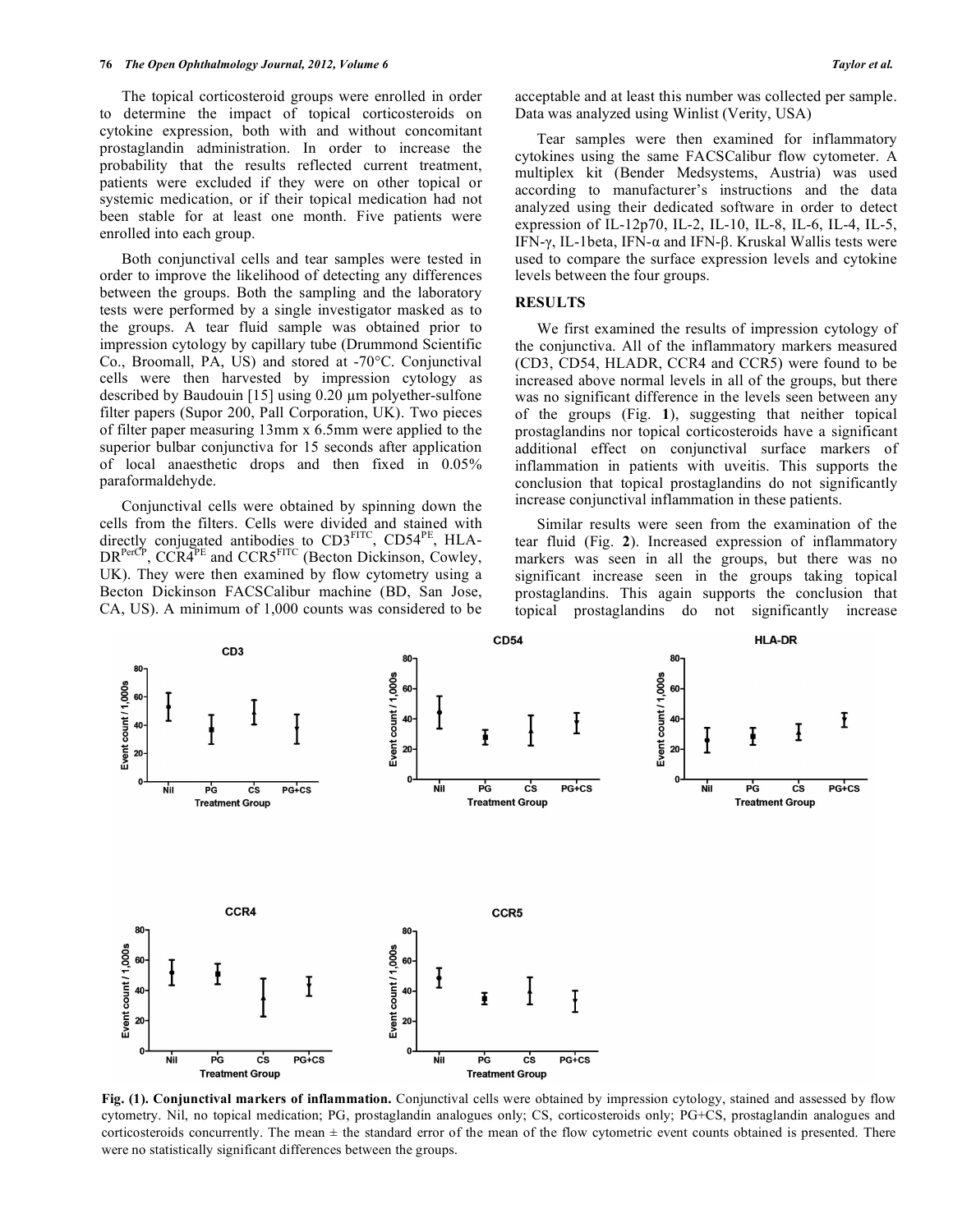The topical corticosteroid groups were enrolled in order to determine the impact of topical corticosteroids on cytokine expression, both with and without concomitant prostaglandin administration. In order to increase the probability that the results reflected current treatment, patients were excluded if they were on other topical or systemic medication, or if their topical medication had not been stable for at least one month. Five patients were enrolled into each group.

Both conjunctival cells and tear samples were tested in order to improve the likelihood of detecting any differences between the groups. Both the sampling and the laboratory tests were performed by a single investigator masked as to the groups. A tear fluid sample was obtained prior to impression cytology by capillary tube (Drummond Scientific Co., Broomall, PA, US) and stored at -70°C. Conjunctival cells were then harvested by impression cytology as described by Baudouin [15] using 0.20 µm polyether-sulfone filter papers (Supor 200, Pall Corporation, UK). Two pieces of filter paper measuring 13mm x 6.5mm were applied to the superior bulbar conjunctiva for 15 seconds after application of local anaesthetic drops and then fixed in 0.05% paraformaldehyde.

Conjunctival cells were obtained by spinning down the cells from the filters. Cells were divided and stained with directly conjugated antibodies to $CD3^{FITC}$, $CD54^{PE}$, $HLA\text{-}DR^{PerCP}$, $CCR4^{PE}$ and $CCR5^{FITC}$ (Becton Dickinson, Cowley, UK). They were then examined by flow cytometry using a Becton Dickinson FACSCalibur machine (BD, San Jose, CA, US). A minimum of 1,000 counts was considered to be acceptable and at least this number was collected per sample. Data was analyzed using Winlist (Verity, USA)

Tear samples were then examined for inflammatory cytokines using the same FACSCalibur flow cytometer. A multiplex kit (Bender Medsystems, Austria) was used according to manufacturer's instructions and the data analyzed using their dedicated software in order to detect expression of IL-12p70, IL-2, IL-10, IL-8, IL-6, IL-4, IL-5, IFN-γ, IL-1beta, IFN-α and IFN-β. Kruskal Wallis tests were used to compare the surface expression levels and cytokine levels between the four groups.

## RESULTS

We first examined the results of impression cytology of the conjunctiva. All of the inflammatory markers measured (CD3, CD54, HLADR, CCR4 and CCR5) were found to be increased above normal levels in all of the groups, but there was no significant difference in the levels seen between any of the groups (Fig. **1**), suggesting that neither topical prostaglandins nor topical corticosteroids have a significant additional effect on conjunctival surface markers of inflammation in patients with uveitis. This supports the conclusion that topical prostaglandins do not significantly increase conjunctival inflammation in these patients.

Similar results were seen from the examination of the tear fluid (Fig. **2**). Increased expression of inflammatory markers was seen in all the groups, but there was no significant increase seen in the groups taking topical prostaglandins. This again supports the conclusion that topical prostaglandins do not significantly increase

**Fig. (1). Conjunctival markers of inflammation.** Conjunctival cells were obtained by impression cytology, stained and assessed by flow cytometry. Nil, no topical medication; PG, prostaglandin analogues only; CS, corticosteroids only; PG+CS, prostaglandin analogues and corticosteroids concurrently. The mean ± the standard error of the mean of the flow cytometric event counts obtained is presented. There were no statistically significant differences between the groups.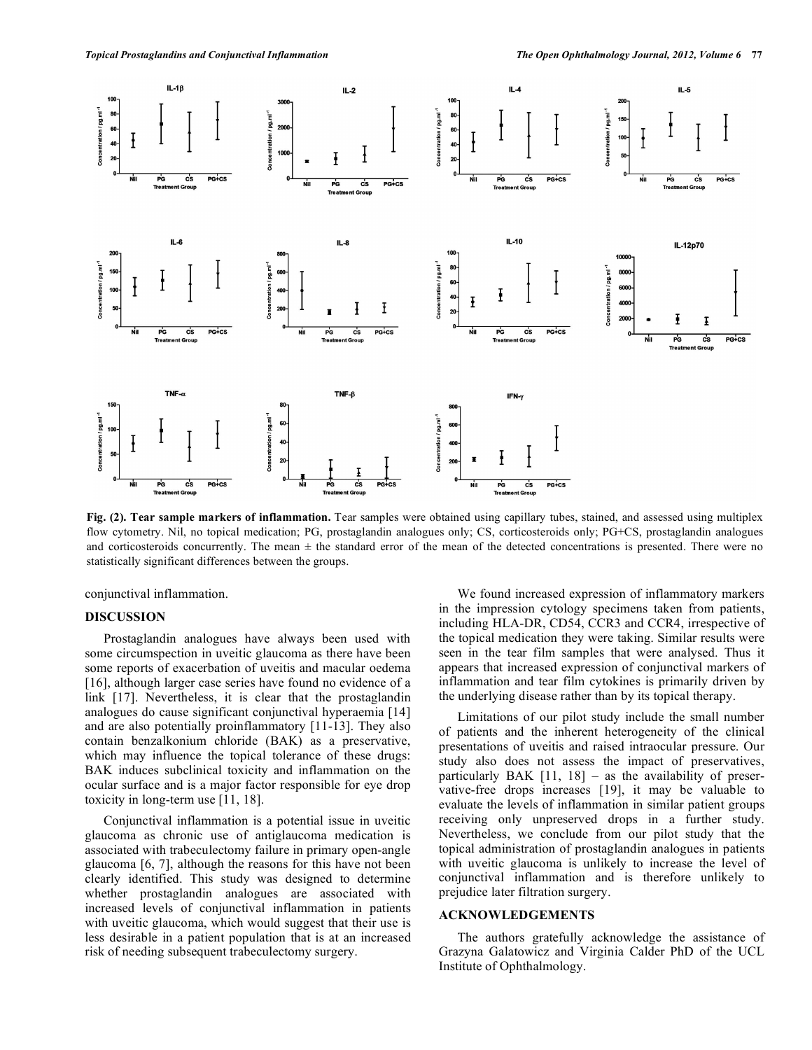**Fig. (2). Tear sample markers of inflammation.** Tear samples were obtained using capillary tubes, stained, and assessed using multiplex flow cytometry. Nil, no topical medication; PG, prostaglandin analogues only; CS, corticosteroids only; PG+CS, prostaglandin analogues and corticosteroids concurrently. The mean ± the standard error of the mean of the detected concentrations is presented. There were no statistically significant differences between the groups.

conjunctival inflammation.

## DISCUSSION

Prostaglandin analogues have always been used with some circumspection in uveitic glaucoma as there have been some reports of exacerbation of uveitis and macular oedema [16], although larger case series have found no evidence of a link [17]. Nevertheless, it is clear that the prostaglandin analogues do cause significant conjunctival hyperaemia [14] and are also potentially proinflammatory [11-13]. They also contain benzalkonium chloride (BAK) as a preservative, which may influence the topical tolerance of these drugs: BAK induces subclinical toxicity and inflammation on the ocular surface and is a major factor responsible for eye drop toxicity in long-term use [11, 18].

Conjunctival inflammation is a potential issue in uveitic glaucoma as chronic use of antiglaucoma medication is associated with trabeculectomy failure in primary open-angle glaucoma [6, 7], although the reasons for this have not been clearly identified. This study was designed to determine whether prostaglandin analogues are associated with increased levels of conjunctival inflammation in patients with uveitic glaucoma, which would suggest that their use is less desirable in a patient population that is at an increased risk of needing subsequent trabeculectomy surgery.

We found increased expression of inflammatory markers in the impression cytology specimens taken from patients, including HLA-DR, CD54, CCR3 and CCR4, irrespective of the topical medication they were taking. Similar results were seen in the tear film samples that were analysed. Thus it appears that increased expression of conjunctival markers of inflammation and tear film cytokines is primarily driven by the underlying disease rather than by its topical therapy.

Limitations of our pilot study include the small number of patients and the inherent heterogeneity of the clinical presentations of uveitis and raised intraocular pressure. Our study also does not assess the impact of preservatives, particularly BAK [11, 18] – as the availability of preservative-free drops increases [19], it may be valuable to evaluate the levels of inflammation in similar patient groups receiving only unpreserved drops in a further study. Nevertheless, we conclude from our pilot study that the topical administration of prostaglandin analogues in patients with uveitic glaucoma is unlikely to increase the level of conjunctival inflammation and is therefore unlikely to prejudice later filtration surgery.

## ACKNOWLEDGEMENTS

The authors gratefully acknowledge the assistance of Grazyna Galatowicz and Virginia Calder PhD of the UCL Institute of Ophthalmology.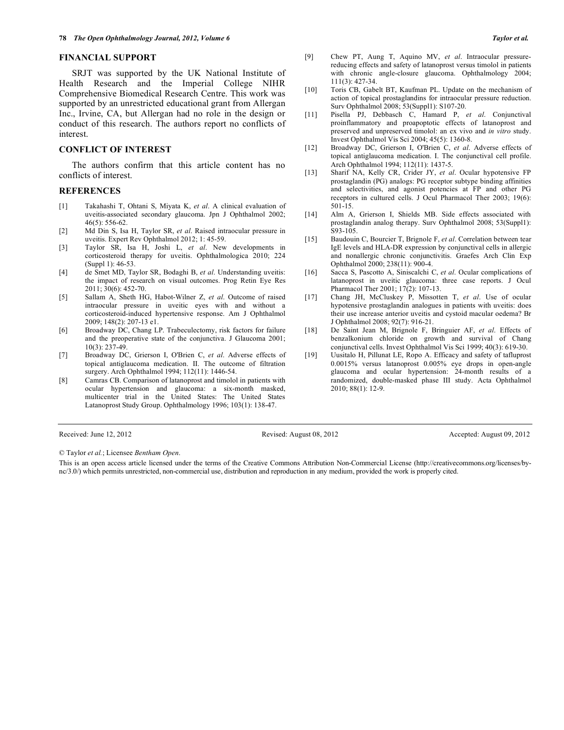## FINANCIAL SUPPORT

SRJT was supported by the UK National Institute of Health Research and the Imperial College NIHR Comprehensive Biomedical Research Centre. This work was supported by an unrestricted educational grant from Allergan Inc., Irvine, CA, but Allergan had no role in the design or conduct of this research. The authors report no conflicts of interest.

## CONFLICT OF INTEREST

The authors confirm that this article content has no conflicts of interest.

## REFERENCES

[1] Takahashi T, Ohtani S, Miyata K, *et al*. A clinical evaluation of uveitis-associated secondary glaucoma. Jpn J Ophthalmol 2002; 46(5): 556-62.

[2] Md Din S, Isa H, Taylor SR, *et al*. Raised intraocular pressure in uveitis. Expert Rev Ophthalmol 2012; 1: 45-59.

[3] Taylor SR, Isa H, Joshi L, *et al*. New developments in corticosteroid therapy for uveitis. Ophthalmologica 2010; 224 (Suppl 1): 46-53.

[4] de Smet MD, Taylor SR, Bodaghi B, *et al*. Understanding uveitis: the impact of research on visual outcomes. Prog Retin Eye Res 2011; 30(6): 452-70.

[5] Sallam A, Sheth HG, Habot-Wilner Z, *et al*. Outcome of raised intraocular pressure in uveitic eyes with and without a corticosteroid-induced hypertensive response. Am J Ophthalmol 2009; 148(2): 207-13 e1.

[6] Broadway DC, Chang LP. Trabeculectomy, risk factors for failure and the preoperative state of the conjunctiva. J Glaucoma 2001; 10(3): 237-49.

[7] Broadway DC, Grierson I, O'Brien C, *et al*. Adverse effects of topical antiglaucoma medication. II. The outcome of filtration surgery. Arch Ophthalmol 1994; 112(11): 1446-54.

[8] Camras CB. Comparison of latanoprost and timolol in patients with ocular hypertension and glaucoma: a six-month masked, multicenter trial in the United States: The United States Latanoprost Study Group. Ophthalmology 1996; 103(1): 138-47.

[9] Chew PT, Aung T, Aquino MV, *et al*. Intraocular pressure-reducing effects and safety of latanoprost versus timolol in patients with chronic angle-closure glaucoma. Ophthalmology 2004; 111(3): 427-34.

[10] Toris CB, Gabelt BT, Kaufman PL. Update on the mechanism of action of topical prostaglandins for intraocular pressure reduction. Surv Ophthalmol 2008; 53(Suppl1): S107-20.

[11] Pisella PJ, Debbasch C, Hamard P, *et al*. Conjunctival proinflammatory and proapoptotic effects of latanoprost and preserved and unpreserved timolol: an ex vivo and *in vitro* study. Invest Ophthalmol Vis Sci 2004; 45(5): 1360-8.

[12] Broadway DC, Grierson I, O'Brien C, *et al*. Adverse effects of topical antiglaucoma medication. I. The conjunctival cell profile. Arch Ophthalmol 1994; 112(11): 1437-5.

[13] Sharif NA, Kelly CR, Crider JY, *et al*. Ocular hypotensive FP prostaglandin (PG) analogs: PG receptor subtype binding affinities and selectivities, and agonist potencies at FP and other PG receptors in cultured cells. J Ocul Pharmacol Ther 2003; 19(6): 501-15.

[14] Alm A, Grierson I, Shields MB. Side effects associated with prostaglandin analog therapy. Surv Ophthalmol 2008; 53(Suppl1): S93-105.

[15] Baudouin C, Bourcier T, Brignole F, *et al*. Correlation between tear IgE levels and HLA-DR expression by conjunctival cells in allergic and nonallergic chronic conjunctivitis. Graefes Arch Clin Exp Ophthalmol 2000; 238(11): 900-4.

[16] Sacca S, Pascotto A, Siniscalchi C, *et al*. Ocular complications of latanoprost in uveitic glaucoma: three case reports. J Ocul Pharmacol Ther 2001; 17(2): 107-13.

[17] Chang JH, McCluskey P, Missotten T, *et al*. Use of ocular hypotensive prostaglandin analogues in patients with uveitis: does their use increase anterior uveitis and cystoid macular oedema? Br J Ophthalmol 2008; 92(7): 916-21.

[18] De Saint Jean M, Brignole F, Bringuier AF, *et al*. Effects of benzalkonium chloride on growth and survival of Chang conjunctival cells. Invest Ophthalmol Vis Sci 1999; 40(3): 619-30.

[19] Uusitalo H, Pillunat LE, Ropo A. Efficacy and safety of tafluprost 0.0015% versus latanoprost 0.005% eye drops in open-angle glaucoma and ocular hypertension: 24-month results of a randomized, double-masked phase III study. Acta Ophthalmol 2010; 88(1): 12-9.

Received: June 12, 2012 Revised: August 08, 2012 Accepted: August 09, 2012

© Taylor *et al.*; Licensee *Bentham Open*.

This is an open access article licensed under the terms of the Creative Commons Attribution Non-Commercial License (http://creativecommons.org/licenses/by-nc/3.0/) which permits unrestricted, non-commercial use, distribution and reproduction in any medium, provided the work is properly cited.